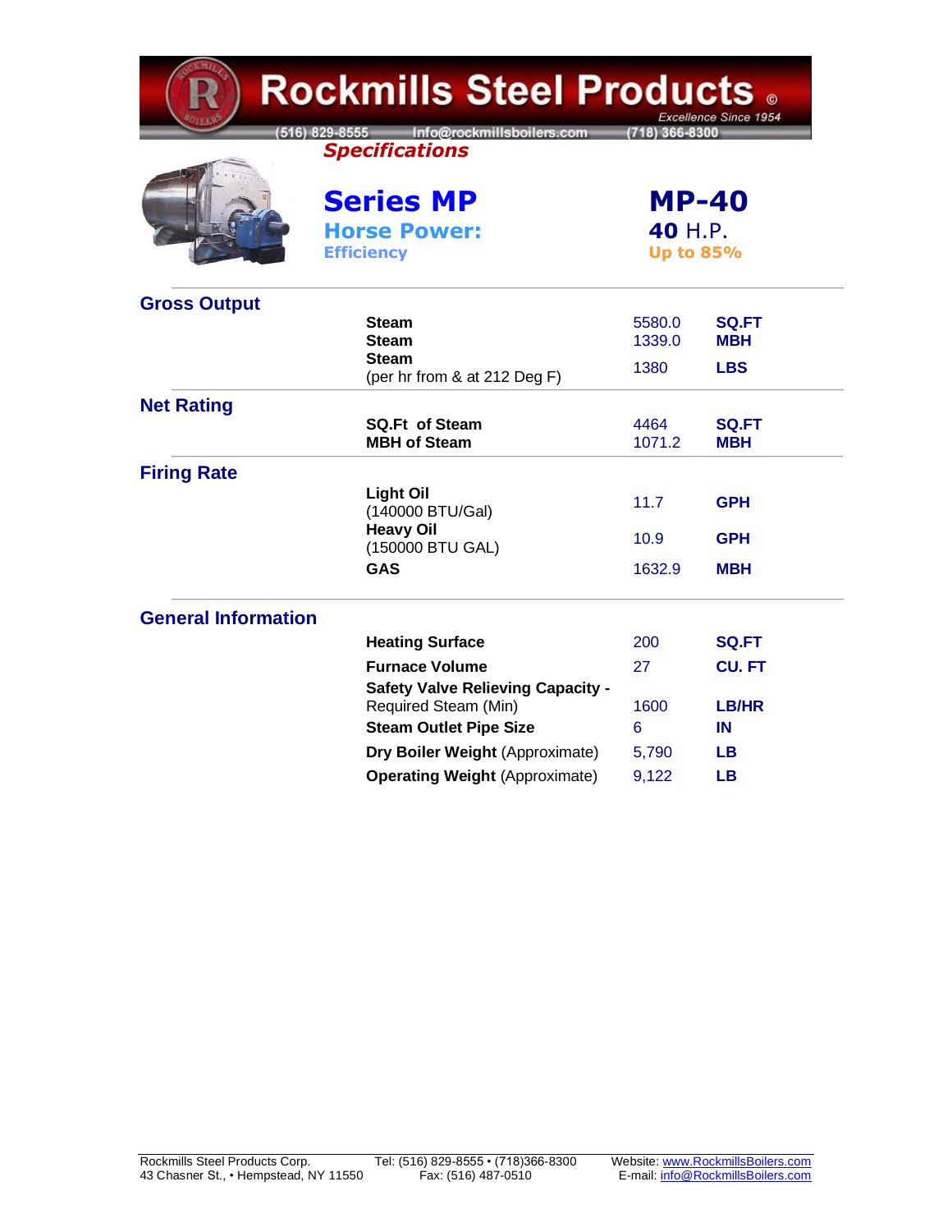# Rockmills Steel Products ©

Excellence Since 1954

(516) 829-8555 Info@rockmillsboilers.com (718) 366-8300

***Specifications***

## Series MP — MP-40

**Horse Power:** 40 H.P.

**Efficiency:** Up to 85%

### Gross Output

| | | |
|---|---|---|
| **Steam** | 5580.0 | **SQ.FT** |
| **Steam** | 1339.0 | **MBH** |
| **Steam** (per hr from & at 212 Deg F) | 1380 | **LBS** |

### Net Rating

| | | |
|---|---|---|
| **SQ.Ft of Steam** | 4464 | **SQ.FT** |
| **MBH of Steam** | 1071.2 | **MBH** |

### Firing Rate

| | | |
|---|---|---|
| **Light Oil** (140000 BTU/Gal) | 11.7 | **GPH** |
| **Heavy Oil** (150000 BTU GAL) | 10.9 | **GPH** |
| **GAS** | 1632.9 | **MBH** |

### General Information

| | | |
|---|---|---|
| **Heating Surface** | 200 | **SQ.FT** |
| **Furnace Volume** | 27 | **CU. FT** |
| **Safety Valve Relieving Capacity -** Required Steam (Min) | 1600 | **LB/HR** |
| **Steam Outlet Pipe Size** | 6 | **IN** |
| **Dry Boiler Weight** (Approximate) | 5,790 | **LB** |
| **Operating Weight** (Approximate) | 9,122 | **LB** |

Rockmills Steel Products Corp.
43 Chasner St., • Hempstead, NY 11550

Tel: (516) 829-8555 • (718)366-8300
Fax: (516) 487-0510

Website: www.RockmillsBoilers.com
E-mail: info@RockmillsBoilers.com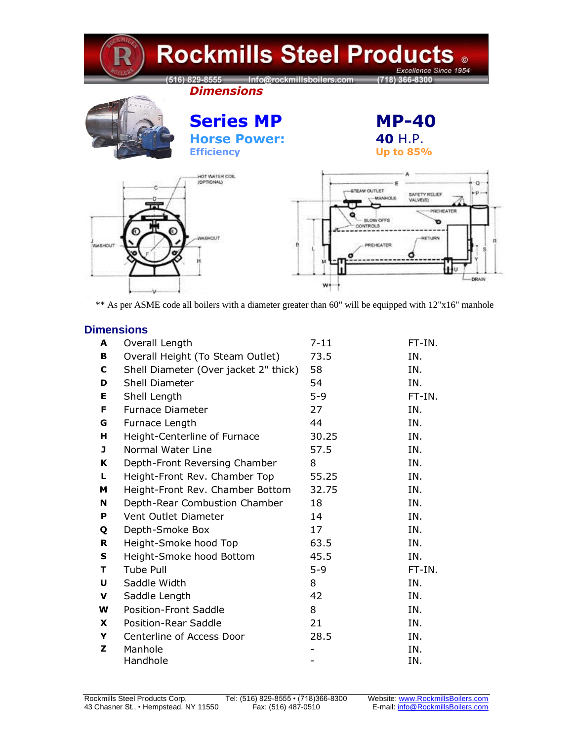# Rockmills Steel Products

Excellence Since 1954

(516) 829-8555 Info@rockmillsboilers.com (718) 366-8300

## *Dimensions*

**Series MP**

**Horse Power:** **40** H.P.

**Efficiency** **Up to 85%**

**MP-40**

** As per ASME code all boilers with a diameter greater than 60" will be equipped with 12"x16" manhole

## Dimensions

| | | | |
|---|---|---|---|
| **A** | Overall Length | 7-11 | FT-IN. |
| **B** | Overall Height (To Steam Outlet) | 73.5 | IN. |
| **C** | Shell Diameter (Over jacket 2" thick) | 58 | IN. |
| **D** | Shell Diameter | 54 | IN. |
| **E** | Shell Length | 5-9 | FT-IN. |
| **F** | Furnace Diameter | 27 | IN. |
| **G** | Furnace Length | 44 | IN. |
| **H** | Height-Centerline of Furnace | 30.25 | IN. |
| **J** | Normal Water Line | 57.5 | IN. |
| **K** | Depth-Front Reversing Chamber | 8 | IN. |
| **L** | Height-Front Rev. Chamber Top | 55.25 | IN. |
| **M** | Height-Front Rev. Chamber Bottom | 32.75 | IN. |
| **N** | Depth-Rear Combustion Chamber | 18 | IN. |
| **P** | Vent Outlet Diameter | 14 | IN. |
| **Q** | Depth-Smoke Box | 17 | IN. |
| **R** | Height-Smoke hood Top | 63.5 | IN. |
| **S** | Height-Smoke hood Bottom | 45.5 | IN. |
| **T** | Tube Pull | 5-9 | FT-IN. |
| **U** | Saddle Width | 8 | IN. |
| **V** | Saddle Length | 42 | IN. |
| **W** | Position-Front Saddle | 8 | IN. |
| **X** | Position-Rear Saddle | 21 | IN. |
| **Y** | Centerline of Access Door | 28.5 | IN. |
| **Z** | Manhole | - | IN. |
| | Handhole | - | IN. |

Rockmills Steel Products Corp.
43 Chasner St., • Hempstead, NY 11550

Tel: (516) 829-8555 • (718)366-8300
Fax: (516) 487-0510

Website: www.RockmillsBoilers.com
E-mail: info@RockmillsBoilers.com